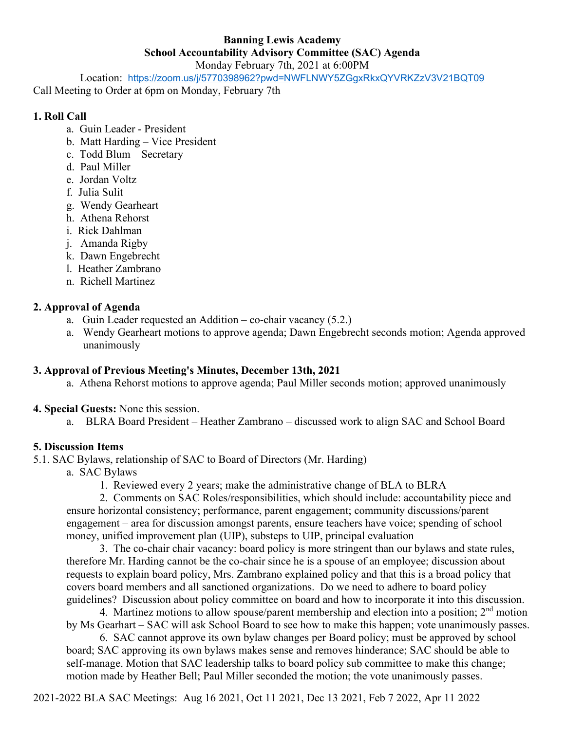**Banning Lewis Academy**

**School Accountability Advisory Committee (SAC) Agenda**

Monday February 7th, 2021 at 6:00PM

Location: https://zoom.us/j/5770398962?pwd=NWFLNWY5ZGgxRkxQYVRKZzV3V21BQT09

Call Meeting to Order at 6pm on Monday, February 7th

**1. Roll Call**

a. Guin Leader - President
b. Matt Harding – Vice President
c. Todd Blum – Secretary
d. Paul Miller
e. Jordan Voltz
f. Julia Sulit
g. Wendy Gearheart
h. Athena Rehorst
i. Rick Dahlman
j. Amanda Rigby
k. Dawn Engebrecht
l. Heather Zambrano
n. Richell Martinez

**2. Approval of Agenda**

a. Guin Leader requested an Addition – co-chair vacancy (5.2.)
a. Wendy Gearheart motions to approve agenda; Dawn Engebrecht seconds motion; Agenda approved unanimously

**3. Approval of Previous Meeting's Minutes, December 13th, 2021**

a. Athena Rehorst motions to approve agenda; Paul Miller seconds motion; approved unanimously

**4. Special Guests:** None this session.

a. BLRA Board President – Heather Zambrano – discussed work to align SAC and School Board

**5. Discussion Items**

5.1. SAC Bylaws, relationship of SAC to Board of Directors (Mr. Harding)

a. SAC Bylaws

1. Reviewed every 2 years; make the administrative change of BLA to BLRA

2. Comments on SAC Roles/responsibilities, which should include: accountability piece and ensure horizontal consistency; performance, parent engagement; community discussions/parent engagement – area for discussion amongst parents, ensure teachers have voice; spending of school money, unified improvement plan (UIP), substeps to UIP, principal evaluation

3. The co-chair chair vacancy: board policy is more stringent than our bylaws and state rules, therefore Mr. Harding cannot be the co-chair since he is a spouse of an employee; discussion about requests to explain board policy, Mrs. Zambrano explained policy and that this is a broad policy that covers board members and all sanctioned organizations. Do we need to adhere to board policy guidelines? Discussion about policy committee on board and how to incorporate it into this discussion.

4. Martinez motions to allow spouse/parent membership and election into a position; 2nd motion by Ms Gearhart – SAC will ask School Board to see how to make this happen; vote unanimously passes.

6. SAC cannot approve its own bylaw changes per Board policy; must be approved by school board; SAC approving its own bylaws makes sense and removes hinderance; SAC should be able to self-manage. Motion that SAC leadership talks to board policy sub committee to make this change; motion made by Heather Bell; Paul Miller seconded the motion; the vote unanimously passes.

2021-2022 BLA SAC Meetings: Aug 16 2021, Oct 11 2021, Dec 13 2021, Feb 7 2022, Apr 11 2022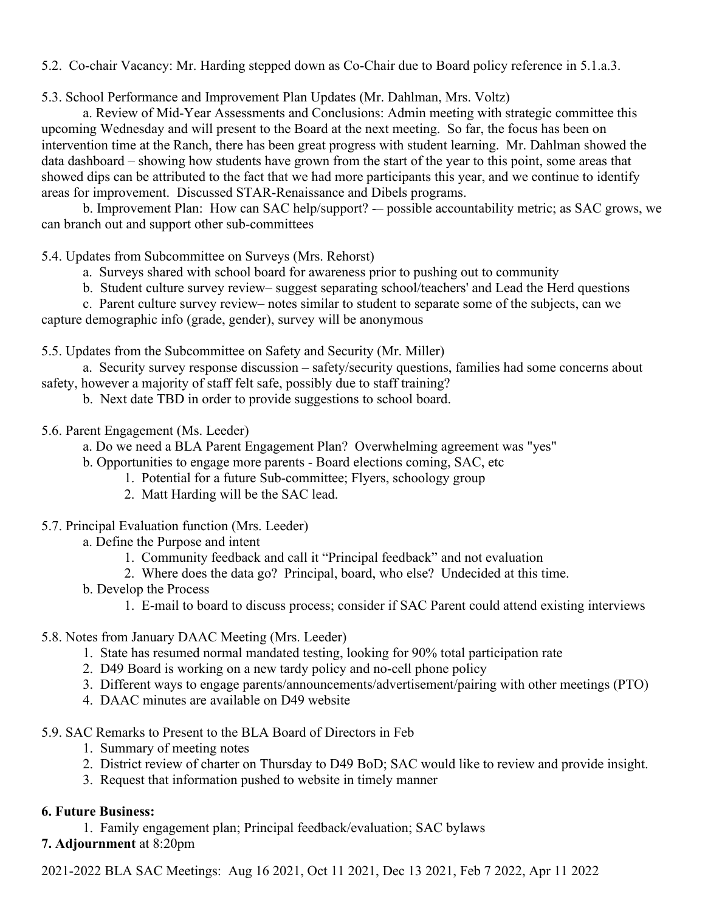5.2. Co-chair Vacancy: Mr. Harding stepped down as Co-Chair due to Board policy reference in 5.1.a.3.

5.3. School Performance and Improvement Plan Updates (Mr. Dahlman, Mrs. Voltz)

a. Review of Mid-Year Assessments and Conclusions: Admin meeting with strategic committee this upcoming Wednesday and will present to the Board at the next meeting. So far, the focus has been on intervention time at the Ranch, there has been great progress with student learning. Mr. Dahlman showed the data dashboard – showing how students have grown from the start of the year to this point, some areas that showed dips can be attributed to the fact that we had more participants this year, and we continue to identify areas for improvement. Discussed STAR-Renaissance and Dibels programs.

b. Improvement Plan: How can SAC help/support? -– possible accountability metric; as SAC grows, we can branch out and support other sub-committees

5.4. Updates from Subcommittee on Surveys (Mrs. Rehorst)

a. Surveys shared with school board for awareness prior to pushing out to community

b. Student culture survey review– suggest separating school/teachers' and Lead the Herd questions

c. Parent culture survey review– notes similar to student to separate some of the subjects, can we capture demographic info (grade, gender), survey will be anonymous

5.5. Updates from the Subcommittee on Safety and Security (Mr. Miller)

a. Security survey response discussion – safety/security questions, families had some concerns about safety, however a majority of staff felt safe, possibly due to staff training?

b. Next date TBD in order to provide suggestions to school board.

5.6. Parent Engagement (Ms. Leeder)

a. Do we need a BLA Parent Engagement Plan? Overwhelming agreement was "yes"

b. Opportunities to engage more parents - Board elections coming, SAC, etc

1. Potential for a future Sub-committee; Flyers, schoology group
2. Matt Harding will be the SAC lead.

5.7. Principal Evaluation function (Mrs. Leeder)

a. Define the Purpose and intent

1. Community feedback and call it "Principal feedback" and not evaluation
2. Where does the data go? Principal, board, who else? Undecided at this time.

b. Develop the Process

1. E-mail to board to discuss process; consider if SAC Parent could attend existing interviews

5.8. Notes from January DAAC Meeting (Mrs. Leeder)

1. State has resumed normal mandated testing, looking for 90% total participation rate
2. D49 Board is working on a new tardy policy and no-cell phone policy
3. Different ways to engage parents/announcements/advertisement/pairing with other meetings (PTO)
4. DAAC minutes are available on D49 website

5.9. SAC Remarks to Present to the BLA Board of Directors in Feb

1. Summary of meeting notes
2. District review of charter on Thursday to D49 BoD; SAC would like to review and provide insight.
3. Request that information pushed to website in timely manner

**6. Future Business:**

1. Family engagement plan; Principal feedback/evaluation; SAC bylaws

**7. Adjournment** at 8:20pm

2021-2022 BLA SAC Meetings: Aug 16 2021, Oct 11 2021, Dec 13 2021, Feb 7 2022, Apr 11 2022